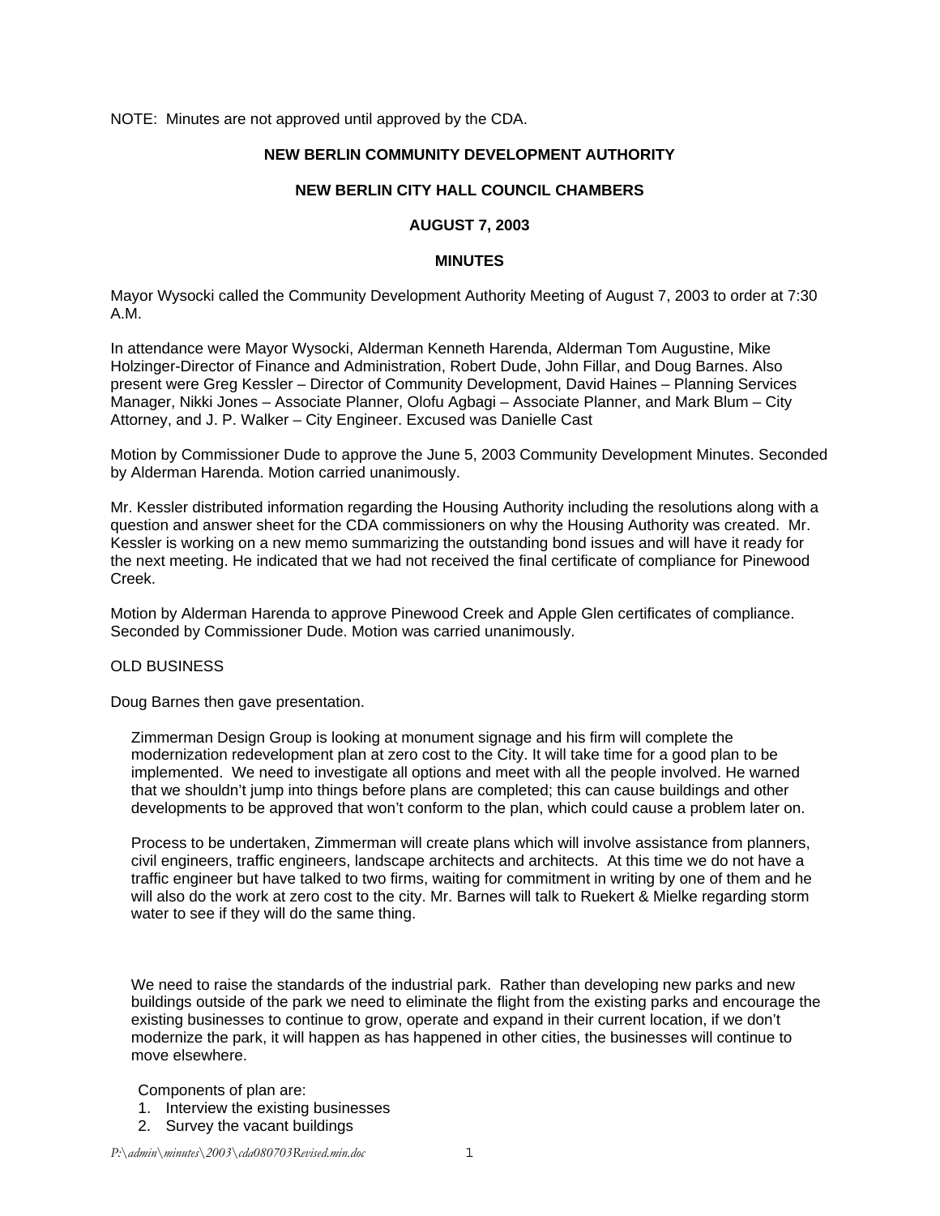NOTE: Minutes are not approved until approved by the CDA.

**NEW BERLIN COMMUNITY DEVELOPMENT AUTHORITY**

**NEW BERLIN CITY HALL COUNCIL CHAMBERS**

**AUGUST 7, 2003**

**MINUTES**

Mayor Wysocki called the Community Development Authority Meeting of August 7, 2003 to order at 7:30 A.M.

In attendance were Mayor Wysocki, Alderman Kenneth Harenda, Alderman Tom Augustine, Mike Holzinger-Director of Finance and Administration, Robert Dude, John Fillar, and Doug Barnes. Also present were Greg Kessler – Director of Community Development, David Haines – Planning Services Manager, Nikki Jones – Associate Planner, Olofu Agbagi – Associate Planner, and Mark Blum – City Attorney, and J. P. Walker – City Engineer. Excused was Danielle Cast

Motion by Commissioner Dude to approve the June 5, 2003 Community Development Minutes. Seconded by Alderman Harenda. Motion carried unanimously.

Mr. Kessler distributed information regarding the Housing Authority including the resolutions along with a question and answer sheet for the CDA commissioners on why the Housing Authority was created. Mr. Kessler is working on a new memo summarizing the outstanding bond issues and will have it ready for the next meeting. He indicated that we had not received the final certificate of compliance for Pinewood Creek.

Motion by Alderman Harenda to approve Pinewood Creek and Apple Glen certificates of compliance. Seconded by Commissioner Dude. Motion was carried unanimously.

OLD BUSINESS

Doug Barnes then gave presentation.

Zimmerman Design Group is looking at monument signage and his firm will complete the modernization redevelopment plan at zero cost to the City. It will take time for a good plan to be implemented. We need to investigate all options and meet with all the people involved. He warned that we shouldn't jump into things before plans are completed; this can cause buildings and other developments to be approved that won't conform to the plan, which could cause a problem later on.

Process to be undertaken, Zimmerman will create plans which will involve assistance from planners, civil engineers, traffic engineers, landscape architects and architects. At this time we do not have a traffic engineer but have talked to two firms, waiting for commitment in writing by one of them and he will also do the work at zero cost to the city. Mr. Barnes will talk to Ruekert & Mielke regarding storm water to see if they will do the same thing.

We need to raise the standards of the industrial park. Rather than developing new parks and new buildings outside of the park we need to eliminate the flight from the existing parks and encourage the existing businesses to continue to grow, operate and expand in their current location, if we don't modernize the park, it will happen as has happened in other cities, the businesses will continue to move elsewhere.

Components of plan are:

1. Interview the existing businesses
2. Survey the vacant buildings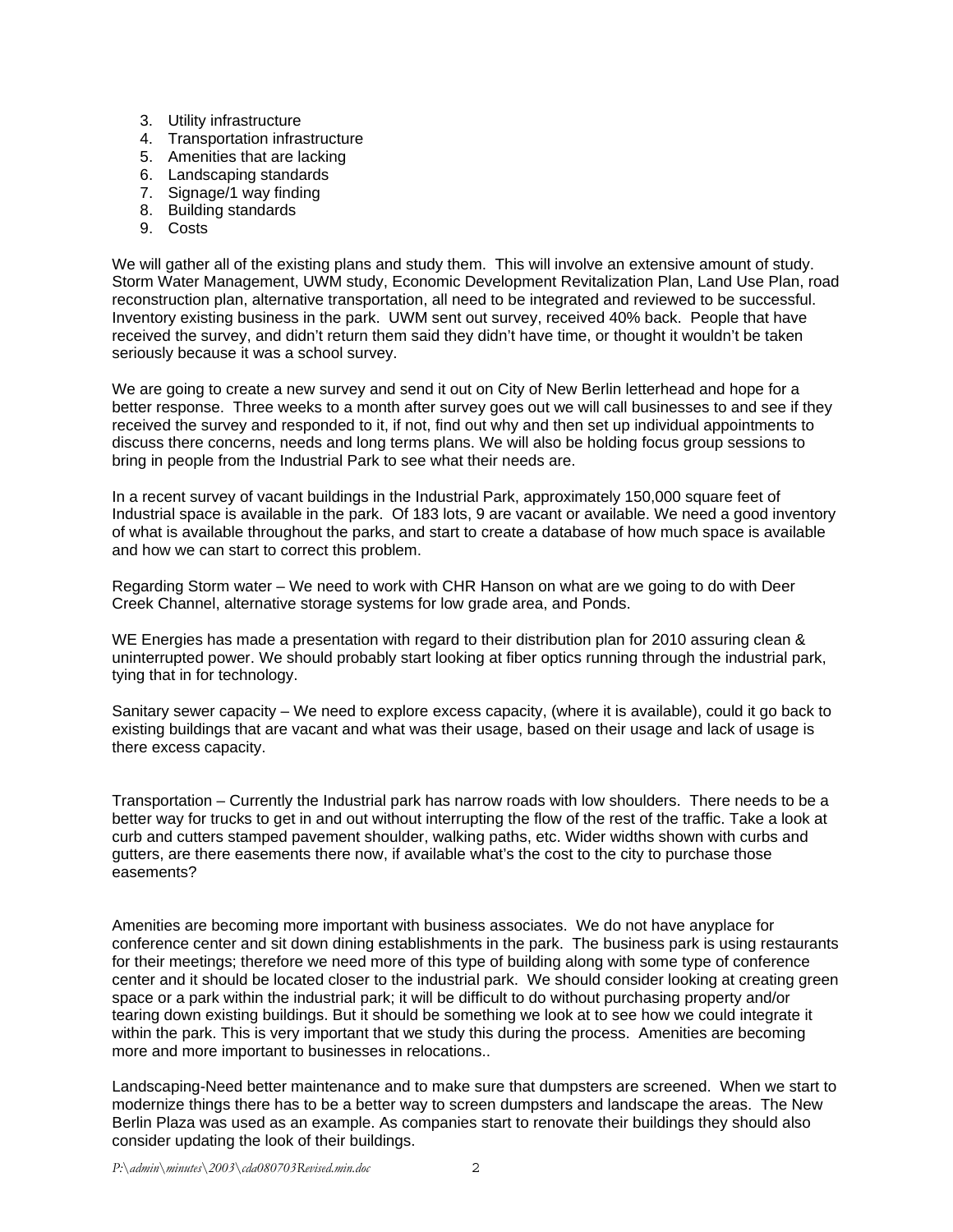3. Utility infrastructure
4. Transportation infrastructure
5. Amenities that are lacking
6. Landscaping standards
7. Signage/1 way finding
8. Building standards
9. Costs

We will gather all of the existing plans and study them. This will involve an extensive amount of study. Storm Water Management, UWM study, Economic Development Revitalization Plan, Land Use Plan, road reconstruction plan, alternative transportation, all need to be integrated and reviewed to be successful. Inventory existing business in the park. UWM sent out survey, received 40% back. People that have received the survey, and didn't return them said they didn't have time, or thought it wouldn't be taken seriously because it was a school survey.

We are going to create a new survey and send it out on City of New Berlin letterhead and hope for a better response. Three weeks to a month after survey goes out we will call businesses to and see if they received the survey and responded to it, if not, find out why and then set up individual appointments to discuss there concerns, needs and long terms plans. We will also be holding focus group sessions to bring in people from the Industrial Park to see what their needs are.

In a recent survey of vacant buildings in the Industrial Park, approximately 150,000 square feet of Industrial space is available in the park. Of 183 lots, 9 are vacant or available. We need a good inventory of what is available throughout the parks, and start to create a database of how much space is available and how we can start to correct this problem.

Regarding Storm water – We need to work with CHR Hanson on what are we going to do with Deer Creek Channel, alternative storage systems for low grade area, and Ponds.

WE Energies has made a presentation with regard to their distribution plan for 2010 assuring clean & uninterrupted power. We should probably start looking at fiber optics running through the industrial park, tying that in for technology.

Sanitary sewer capacity – We need to explore excess capacity, (where it is available), could it go back to existing buildings that are vacant and what was their usage, based on their usage and lack of usage is there excess capacity.

Transportation – Currently the Industrial park has narrow roads with low shoulders. There needs to be a better way for trucks to get in and out without interrupting the flow of the rest of the traffic. Take a look at curb and cutters stamped pavement shoulder, walking paths, etc. Wider widths shown with curbs and gutters, are there easements there now, if available what's the cost to the city to purchase those easements?

Amenities are becoming more important with business associates. We do not have anyplace for conference center and sit down dining establishments in the park. The business park is using restaurants for their meetings; therefore we need more of this type of building along with some type of conference center and it should be located closer to the industrial park. We should consider looking at creating green space or a park within the industrial park; it will be difficult to do without purchasing property and/or tearing down existing buildings. But it should be something we look at to see how we could integrate it within the park. This is very important that we study this during the process. Amenities are becoming more and more important to businesses in relocations..

Landscaping-Need better maintenance and to make sure that dumpsters are screened. When we start to modernize things there has to be a better way to screen dumpsters and landscape the areas. The New Berlin Plaza was used as an example. As companies start to renovate their buildings they should also consider updating the look of their buildings.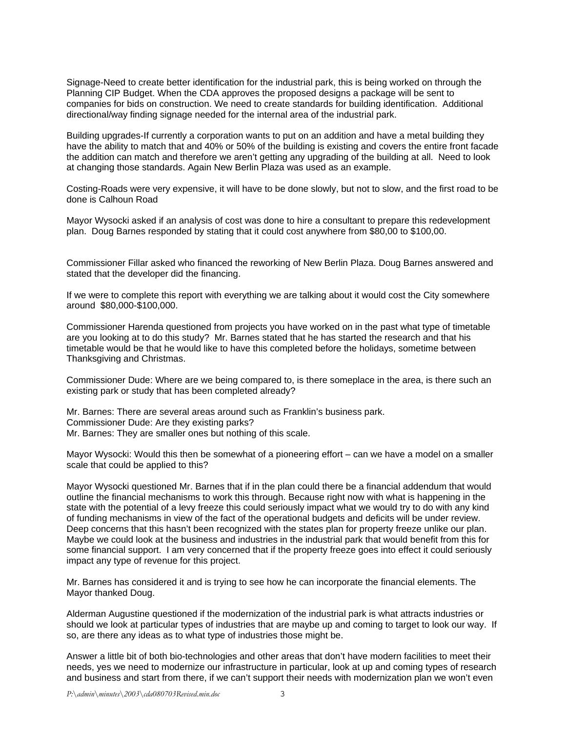Signage-Need to create better identification for the industrial park, this is being worked on through the Planning CIP Budget. When the CDA approves the proposed designs a package will be sent to companies for bids on construction. We need to create standards for building identification. Additional directional/way finding signage needed for the internal area of the industrial park.

Building upgrades-If currently a corporation wants to put on an addition and have a metal building they have the ability to match that and 40% or 50% of the building is existing and covers the entire front facade the addition can match and therefore we aren't getting any upgrading of the building at all. Need to look at changing those standards. Again New Berlin Plaza was used as an example.

Costing-Roads were very expensive, it will have to be done slowly, but not to slow, and the first road to be done is Calhoun Road

Mayor Wysocki asked if an analysis of cost was done to hire a consultant to prepare this redevelopment plan. Doug Barnes responded by stating that it could cost anywhere from $80,00 to $100,00.

Commissioner Fillar asked who financed the reworking of New Berlin Plaza. Doug Barnes answered and stated that the developer did the financing.

If we were to complete this report with everything we are talking about it would cost the City somewhere around $80,000-$100,000.

Commissioner Harenda questioned from projects you have worked on in the past what type of timetable are you looking at to do this study? Mr. Barnes stated that he has started the research and that his timetable would be that he would like to have this completed before the holidays, sometime between Thanksgiving and Christmas.

Commissioner Dude: Where are we being compared to, is there someplace in the area, is there such an existing park or study that has been completed already?

Mr. Barnes: There are several areas around such as Franklin's business park.
Commissioner Dude: Are they existing parks?
Mr. Barnes: They are smaller ones but nothing of this scale.

Mayor Wysocki: Would this then be somewhat of a pioneering effort – can we have a model on a smaller scale that could be applied to this?

Mayor Wysocki questioned Mr. Barnes that if in the plan could there be a financial addendum that would outline the financial mechanisms to work this through. Because right now with what is happening in the state with the potential of a levy freeze this could seriously impact what we would try to do with any kind of funding mechanisms in view of the fact of the operational budgets and deficits will be under review. Deep concerns that this hasn't been recognized with the states plan for property freeze unlike our plan. Maybe we could look at the business and industries in the industrial park that would benefit from this for some financial support. I am very concerned that if the property freeze goes into effect it could seriously impact any type of revenue for this project.

Mr. Barnes has considered it and is trying to see how he can incorporate the financial elements. The Mayor thanked Doug.

Alderman Augustine questioned if the modernization of the industrial park is what attracts industries or should we look at particular types of industries that are maybe up and coming to target to look our way. If so, are there any ideas as to what type of industries those might be.

Answer a little bit of both bio-technologies and other areas that don't have modern facilities to meet their needs, yes we need to modernize our infrastructure in particular, look at up and coming types of research and business and start from there, if we can't support their needs with modernization plan we won't even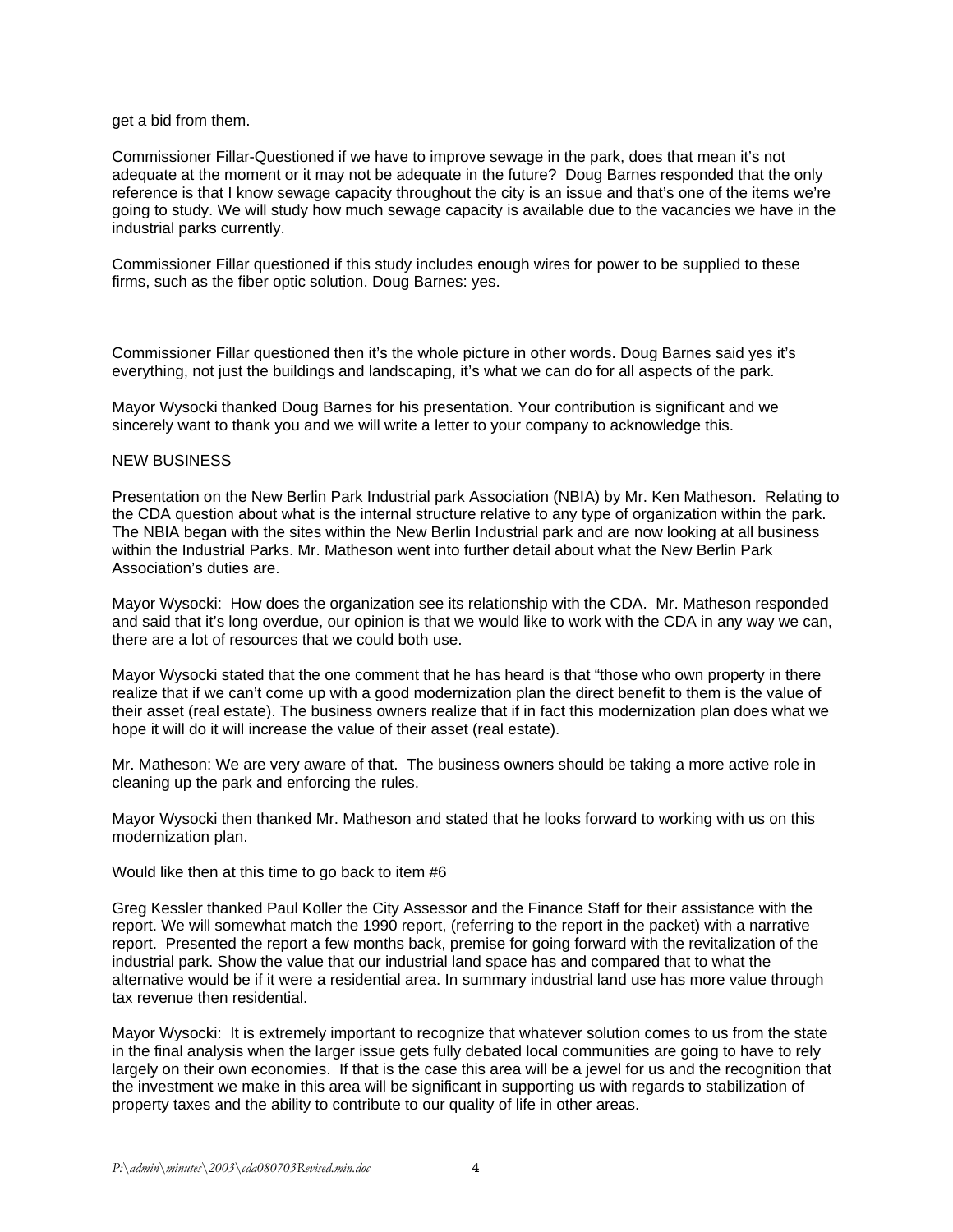get a bid from them.

Commissioner Fillar-Questioned if we have to improve sewage in the park, does that mean it's not adequate at the moment or it may not be adequate in the future? Doug Barnes responded that the only reference is that I know sewage capacity throughout the city is an issue and that's one of the items we're going to study. We will study how much sewage capacity is available due to the vacancies we have in the industrial parks currently.

Commissioner Fillar questioned if this study includes enough wires for power to be supplied to these firms, such as the fiber optic solution. Doug Barnes: yes.

Commissioner Fillar questioned then it's the whole picture in other words. Doug Barnes said yes it's everything, not just the buildings and landscaping, it's what we can do for all aspects of the park.

Mayor Wysocki thanked Doug Barnes for his presentation. Your contribution is significant and we sincerely want to thank you and we will write a letter to your company to acknowledge this.

NEW BUSINESS

Presentation on the New Berlin Park Industrial park Association (NBIA) by Mr. Ken Matheson. Relating to the CDA question about what is the internal structure relative to any type of organization within the park. The NBIA began with the sites within the New Berlin Industrial park and are now looking at all business within the Industrial Parks. Mr. Matheson went into further detail about what the New Berlin Park Association's duties are.

Mayor Wysocki: How does the organization see its relationship with the CDA. Mr. Matheson responded and said that it's long overdue, our opinion is that we would like to work with the CDA in any way we can, there are a lot of resources that we could both use.

Mayor Wysocki stated that the one comment that he has heard is that "those who own property in there realize that if we can't come up with a good modernization plan the direct benefit to them is the value of their asset (real estate). The business owners realize that if in fact this modernization plan does what we hope it will do it will increase the value of their asset (real estate).

Mr. Matheson: We are very aware of that. The business owners should be taking a more active role in cleaning up the park and enforcing the rules.

Mayor Wysocki then thanked Mr. Matheson and stated that he looks forward to working with us on this modernization plan.

Would like then at this time to go back to item #6

Greg Kessler thanked Paul Koller the City Assessor and the Finance Staff for their assistance with the report. We will somewhat match the 1990 report, (referring to the report in the packet) with a narrative report. Presented the report a few months back, premise for going forward with the revitalization of the industrial park. Show the value that our industrial land space has and compared that to what the alternative would be if it were a residential area. In summary industrial land use has more value through tax revenue then residential.

Mayor Wysocki: It is extremely important to recognize that whatever solution comes to us from the state in the final analysis when the larger issue gets fully debated local communities are going to have to rely largely on their own economies. If that is the case this area will be a jewel for us and the recognition that the investment we make in this area will be significant in supporting us with regards to stabilization of property taxes and the ability to contribute to our quality of life in other areas.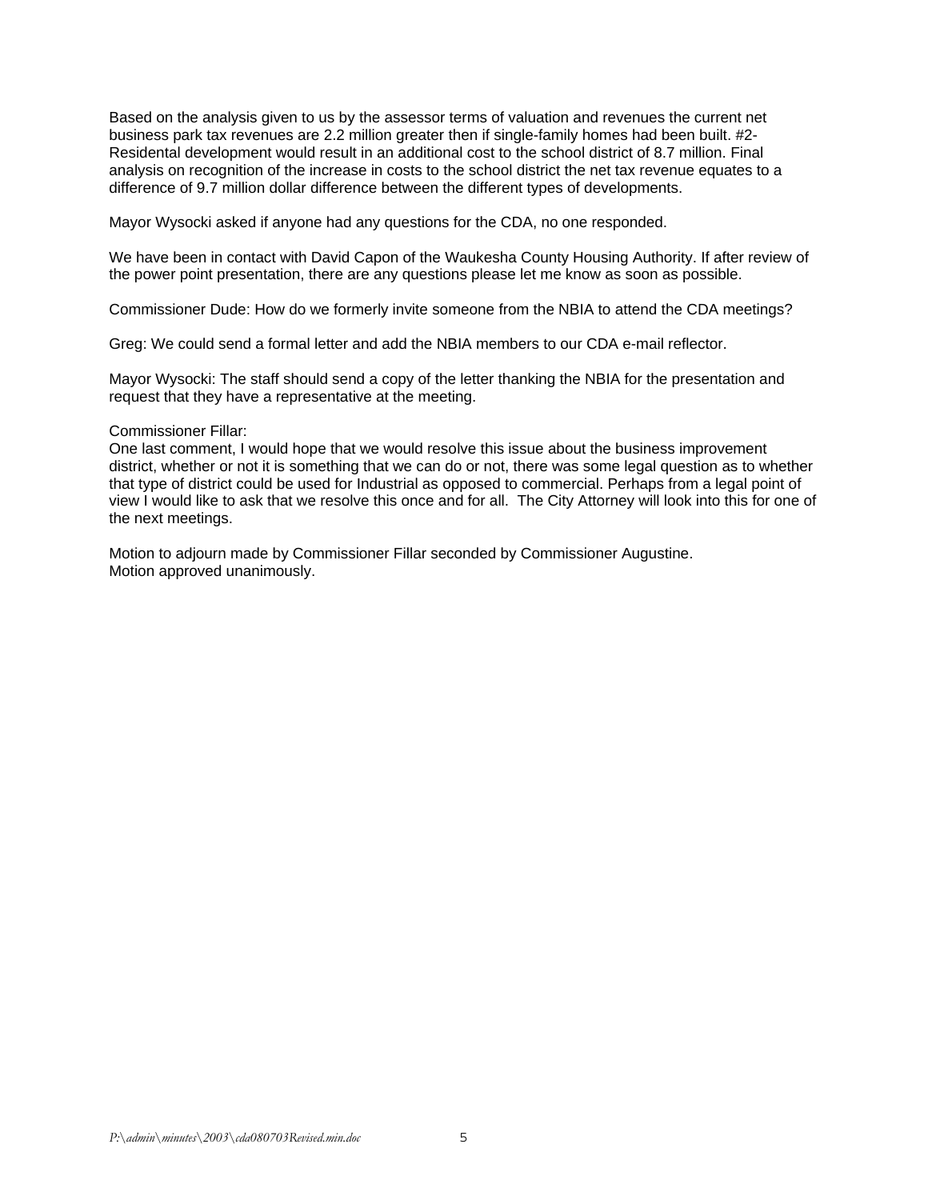Based on the analysis given to us by the assessor terms of valuation and revenues the current net business park tax revenues are 2.2 million greater then if single-family homes had been built. #2- Residental development would result in an additional cost to the school district of 8.7 million. Final analysis on recognition of the increase in costs to the school district the net tax revenue equates to a difference of 9.7 million dollar difference between the different types of developments.

Mayor Wysocki asked if anyone had any questions for the CDA, no one responded.

We have been in contact with David Capon of the Waukesha County Housing Authority. If after review of the power point presentation, there are any questions please let me know as soon as possible.

Commissioner Dude: How do we formerly invite someone from the NBIA to attend the CDA meetings?

Greg: We could send a formal letter and add the NBIA members to our CDA e-mail reflector.

Mayor Wysocki: The staff should send a copy of the letter thanking the NBIA for the presentation and request that they have a representative at the meeting.

Commissioner Fillar:
One last comment, I would hope that we would resolve this issue about the business improvement district, whether or not it is something that we can do or not, there was some legal question as to whether that type of district could be used for Industrial as opposed to commercial. Perhaps from a legal point of view I would like to ask that we resolve this once and for all. The City Attorney will look into this for one of the next meetings.

Motion to adjourn made by Commissioner Fillar seconded by Commissioner Augustine.
Motion approved unanimously.